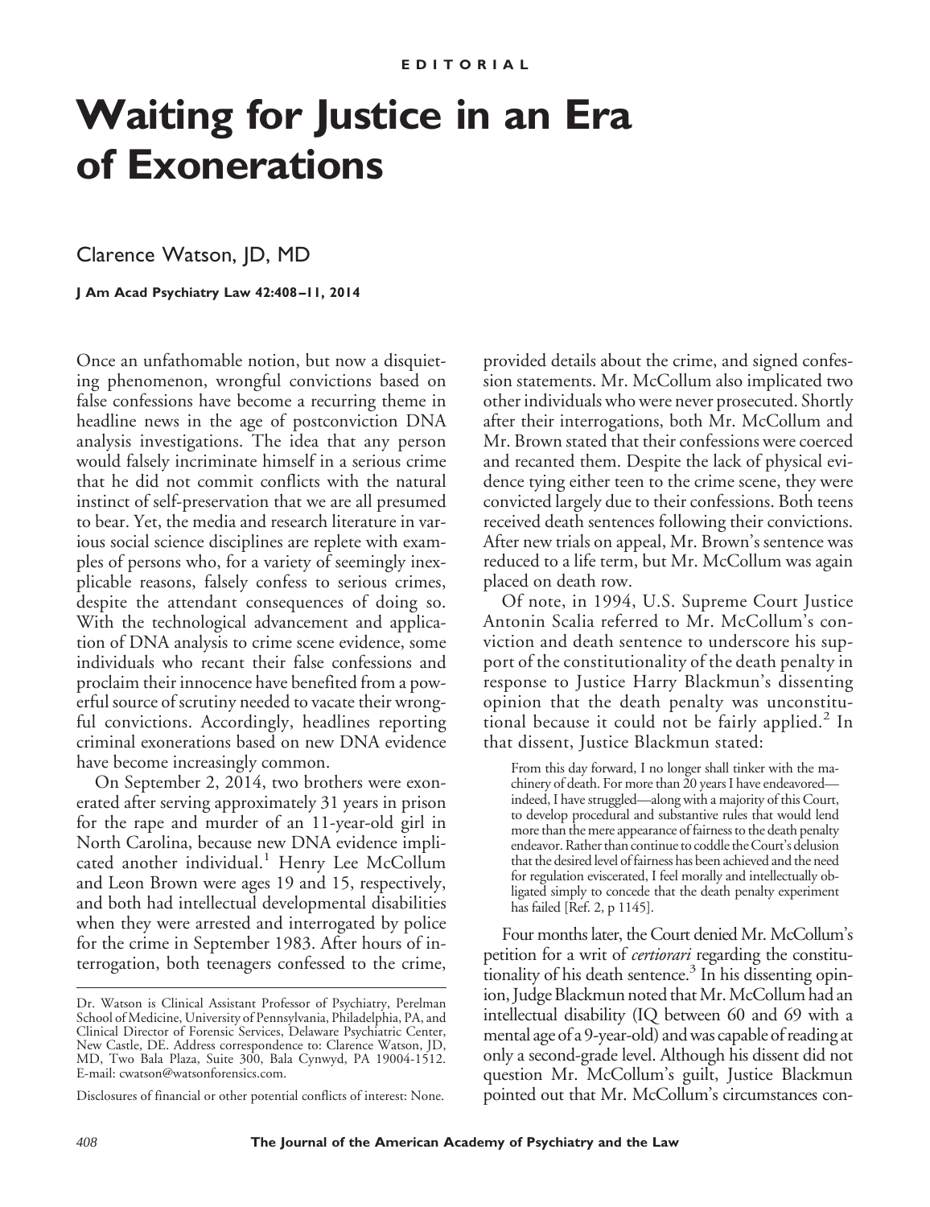EDITORIAL

# Waiting for Justice in an Era of Exonerations

Clarence Watson, JD, MD

**J Am Acad Psychiatry Law 42:408–11, 2014**

Once an unfathomable notion, but now a disquieting phenomenon, wrongful convictions based on false confessions have become a recurring theme in headline news in the age of postconviction DNA analysis investigations. The idea that any person would falsely incriminate himself in a serious crime that he did not commit conflicts with the natural instinct of self-preservation that we are all presumed to bear. Yet, the media and research literature in various social science disciplines are replete with examples of persons who, for a variety of seemingly inexplicable reasons, falsely confess to serious crimes, despite the attendant consequences of doing so. With the technological advancement and application of DNA analysis to crime scene evidence, some individuals who recant their false confessions and proclaim their innocence have benefited from a powerful source of scrutiny needed to vacate their wrongful convictions. Accordingly, headlines reporting criminal exonerations based on new DNA evidence have become increasingly common.

On September 2, 2014, two brothers were exonerated after serving approximately 31 years in prison for the rape and murder of an 11-year-old girl in North Carolina, because new DNA evidence implicated another individual.[1] Henry Lee McCollum and Leon Brown were ages 19 and 15, respectively, and both had intellectual developmental disabilities when they were arrested and interrogated by police for the crime in September 1983. After hours of interrogation, both teenagers confessed to the crime, provided details about the crime, and signed confession statements. Mr. McCollum also implicated two other individuals who were never prosecuted. Shortly after their interrogations, both Mr. McCollum and Mr. Brown stated that their confessions were coerced and recanted them. Despite the lack of physical evidence tying either teen to the crime scene, they were convicted largely due to their confessions. Both teens received death sentences following their convictions. After new trials on appeal, Mr. Brown's sentence was reduced to a life term, but Mr. McCollum was again placed on death row.

Of note, in 1994, U.S. Supreme Court Justice Antonin Scalia referred to Mr. McCollum's conviction and death sentence to underscore his support of the constitutionality of the death penalty in response to Justice Harry Blackmun's dissenting opinion that the death penalty was unconstitutional because it could not be fairly applied.[2] In that dissent, Justice Blackmun stated:

> From this day forward, I no longer shall tinker with the machinery of death. For more than 20 years I have endeavored—indeed, I have struggled—along with a majority of this Court, to develop procedural and substantive rules that would lend more than the mere appearance of fairness to the death penalty endeavor. Rather than continue to coddle the Court's delusion that the desired level of fairness has been achieved and the need for regulation eviscerated, I feel morally and intellectually obligated simply to concede that the death penalty experiment has failed [Ref. 2, p 1145].

Four months later, the Court denied Mr. McCollum's petition for a writ of *certiorari* regarding the constitutionality of his death sentence.[3] In his dissenting opinion, Judge Blackmun noted that Mr. McCollum had an intellectual disability (IQ between 60 and 69 with a mental age of a 9-year-old) and was capable of reading at only a second-grade level. Although his dissent did not question Mr. McCollum's guilt, Justice Blackmun pointed out that Mr. McCollum's circumstances con-

---

Dr. Watson is Clinical Assistant Professor of Psychiatry, Perelman School of Medicine, University of Pennsylvania, Philadelphia, PA, and Clinical Director of Forensic Services, Delaware Psychiatric Center, New Castle, DE. Address correspondence to: Clarence Watson, JD, MD, Two Bala Plaza, Suite 300, Bala Cynwyd, PA 19004-1512. E-mail: cwatson@watsonforensics.com.

Disclosures of financial or other potential conflicts of interest: None.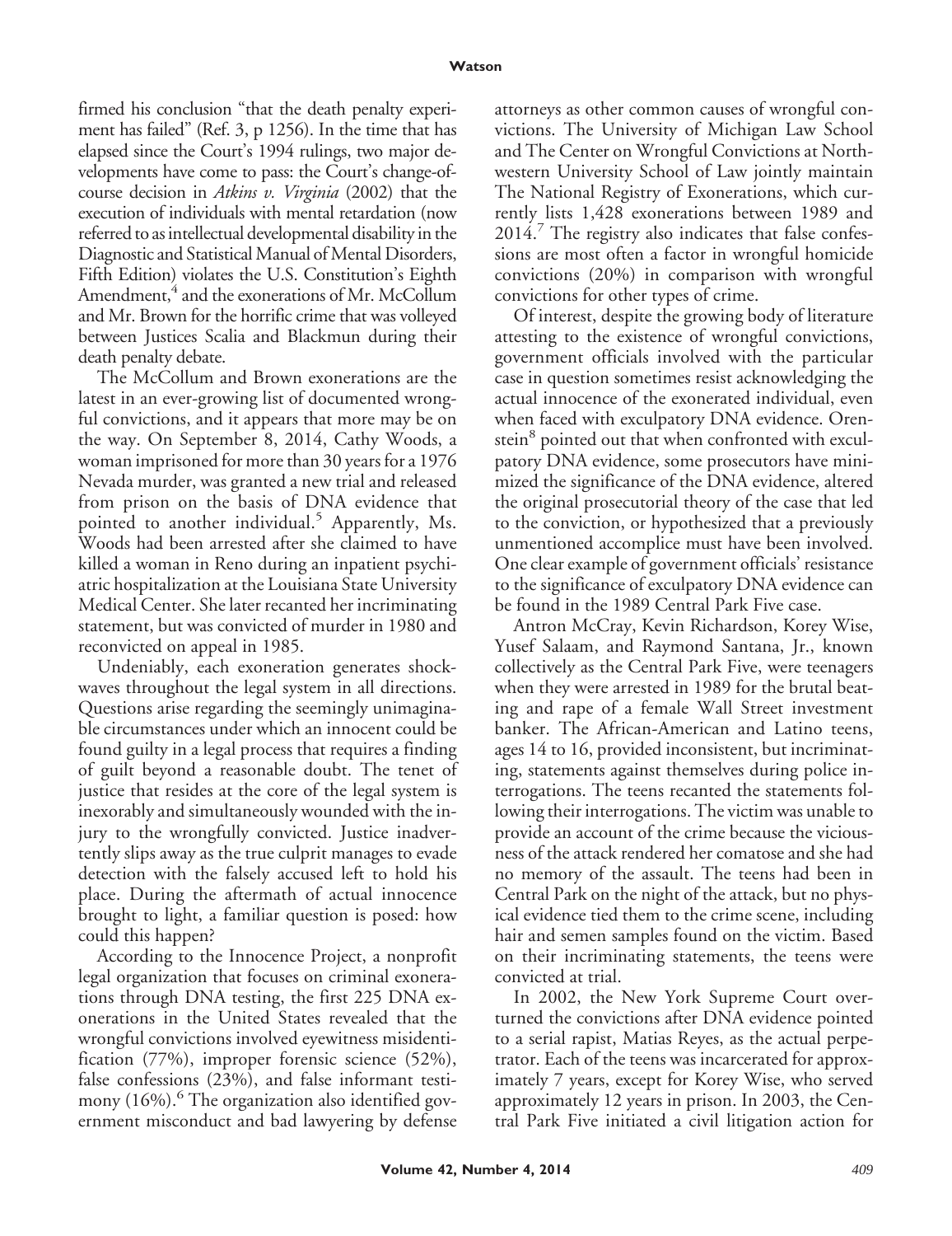firmed his conclusion "that the death penalty experiment has failed" (Ref. 3, p 1256). In the time that has elapsed since the Court's 1994 rulings, two major developments have come to pass: the Court's change-of-course decision in *Atkins v. Virginia* (2002) that the execution of individuals with mental retardation (now referred to as intellectual developmental disability in the Diagnostic and Statistical Manual of Mental Disorders, Fifth Edition) violates the U.S. Constitution's Eighth Amendment,[4] and the exonerations of Mr. McCollum and Mr. Brown for the horrific crime that was volleyed between Justices Scalia and Blackmun during their death penalty debate.

The McCollum and Brown exonerations are the latest in an ever-growing list of documented wrongful convictions, and it appears that more may be on the way. On September 8, 2014, Cathy Woods, a woman imprisoned for more than 30 years for a 1976 Nevada murder, was granted a new trial and released from prison on the basis of DNA evidence that pointed to another individual.[5] Apparently, Ms. Woods had been arrested after she claimed to have killed a woman in Reno during an inpatient psychiatric hospitalization at the Louisiana State University Medical Center. She later recanted her incriminating statement, but was convicted of murder in 1980 and reconvicted on appeal in 1985.

Undeniably, each exoneration generates shockwaves throughout the legal system in all directions. Questions arise regarding the seemingly unimaginable circumstances under which an innocent could be found guilty in a legal process that requires a finding of guilt beyond a reasonable doubt. The tenet of justice that resides at the core of the legal system is inexorably and simultaneously wounded with the injury to the wrongfully convicted. Justice inadvertently slips away as the true culprit manages to evade detection with the falsely accused left to hold his place. During the aftermath of actual innocence brought to light, a familiar question is posed: how could this happen?

According to the Innocence Project, a nonprofit legal organization that focuses on criminal exonerations through DNA testing, the first 225 DNA exonerations in the United States revealed that the wrongful convictions involved eyewitness misidentification (77%), improper forensic science (52%), false confessions (23%), and false informant testimony (16%).[6] The organization also identified government misconduct and bad lawyering by defense attorneys as other common causes of wrongful convictions. The University of Michigan Law School and The Center on Wrongful Convictions at Northwestern University School of Law jointly maintain The National Registry of Exonerations, which currently lists 1,428 exonerations between 1989 and 2014.[7] The registry also indicates that false confessions are most often a factor in wrongful homicide convictions (20%) in comparison with wrongful convictions for other types of crime.

Of interest, despite the growing body of literature attesting to the existence of wrongful convictions, government officials involved with the particular case in question sometimes resist acknowledging the actual innocence of the exonerated individual, even when faced with exculpatory DNA evidence. Orenstein[8] pointed out that when confronted with exculpatory DNA evidence, some prosecutors have minimized the significance of the DNA evidence, altered the original prosecutorial theory of the case that led to the conviction, or hypothesized that a previously unmentioned accomplice must have been involved. One clear example of government officials' resistance to the significance of exculpatory DNA evidence can be found in the 1989 Central Park Five case.

Antron McCray, Kevin Richardson, Korey Wise, Yusef Salaam, and Raymond Santana, Jr., known collectively as the Central Park Five, were teenagers when they were arrested in 1989 for the brutal beating and rape of a female Wall Street investment banker. The African-American and Latino teens, ages 14 to 16, provided inconsistent, but incriminating, statements against themselves during police interrogations. The teens recanted the statements following their interrogations. The victim was unable to provide an account of the crime because the viciousness of the attack rendered her comatose and she had no memory of the assault. The teens had been in Central Park on the night of the attack, but no physical evidence tied them to the crime scene, including hair and semen samples found on the victim. Based on their incriminating statements, the teens were convicted at trial.

In 2002, the New York Supreme Court overturned the convictions after DNA evidence pointed to a serial rapist, Matias Reyes, as the actual perpetrator. Each of the teens was incarcerated for approximately 7 years, except for Korey Wise, who served approximately 12 years in prison. In 2003, the Central Park Five initiated a civil litigation action for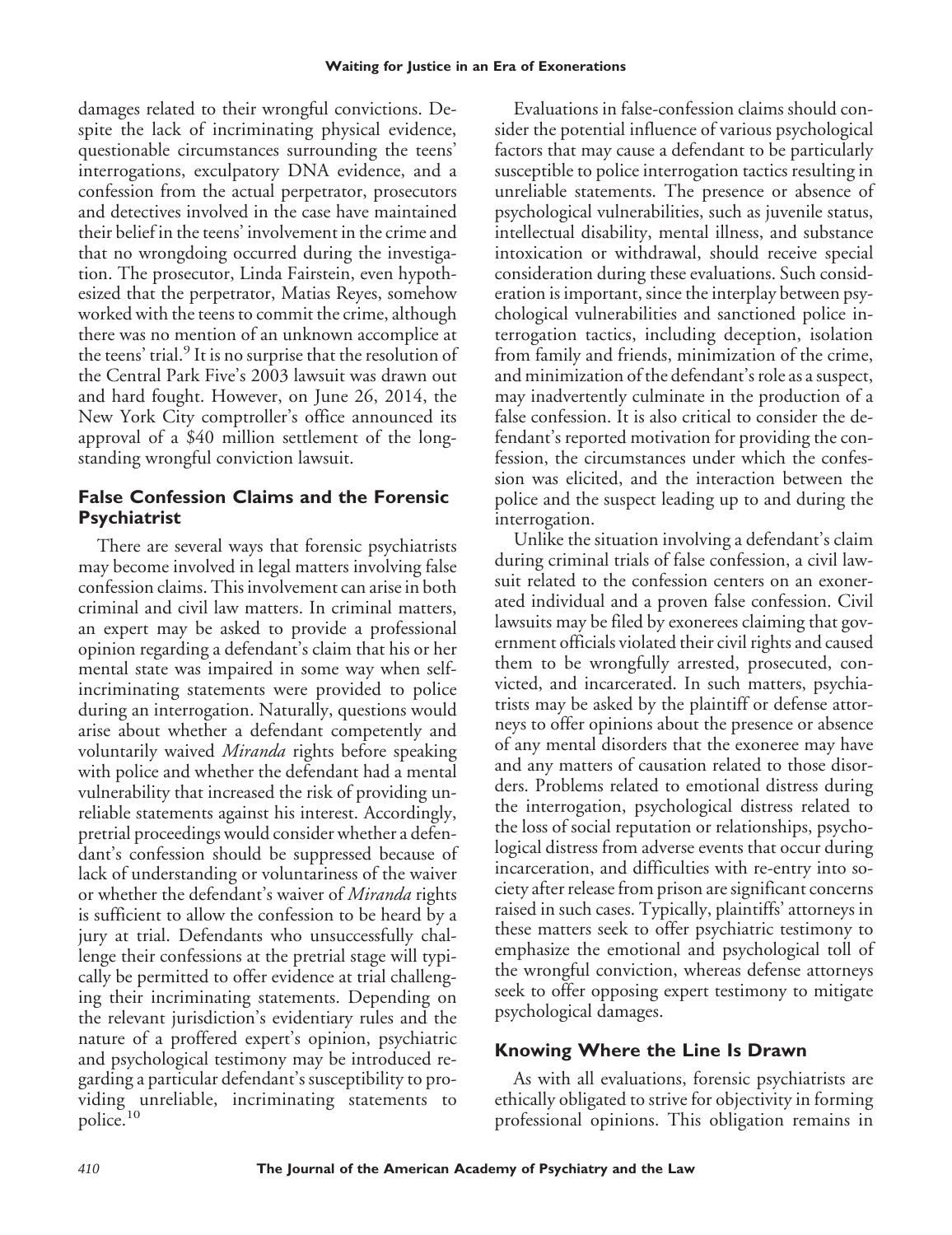damages related to their wrongful convictions. Despite the lack of incriminating physical evidence, questionable circumstances surrounding the teens' interrogations, exculpatory DNA evidence, and a confession from the actual perpetrator, prosecutors and detectives involved in the case have maintained their belief in the teens' involvement in the crime and that no wrongdoing occurred during the investigation. The prosecutor, Linda Fairstein, even hypothesized that the perpetrator, Matias Reyes, somehow worked with the teens to commit the crime, although there was no mention of an unknown accomplice at the teens' trial.[9] It is no surprise that the resolution of the Central Park Five's 2003 lawsuit was drawn out and hard fought. However, on June 26, 2014, the New York City comptroller's office announced its approval of a $40 million settlement of the longstanding wrongful conviction lawsuit.

## False Confession Claims and the Forensic Psychiatrist

There are several ways that forensic psychiatrists may become involved in legal matters involving false confession claims. This involvement can arise in both criminal and civil law matters. In criminal matters, an expert may be asked to provide a professional opinion regarding a defendant's claim that his or her mental state was impaired in some way when self-incriminating statements were provided to police during an interrogation. Naturally, questions would arise about whether a defendant competently and voluntarily waived *Miranda* rights before speaking with police and whether the defendant had a mental vulnerability that increased the risk of providing unreliable statements against his interest. Accordingly, pretrial proceedings would consider whether a defendant's confession should be suppressed because of lack of understanding or voluntariness of the waiver or whether the defendant's waiver of *Miranda* rights is sufficient to allow the confession to be heard by a jury at trial. Defendants who unsuccessfully challenge their confessions at the pretrial stage will typically be permitted to offer evidence at trial challenging their incriminating statements. Depending on the relevant jurisdiction's evidentiary rules and the nature of a proffered expert's opinion, psychiatric and psychological testimony may be introduced regarding a particular defendant's susceptibility to providing unreliable, incriminating statements to police.[10]

Evaluations in false-confession claims should consider the potential influence of various psychological factors that may cause a defendant to be particularly susceptible to police interrogation tactics resulting in unreliable statements. The presence or absence of psychological vulnerabilities, such as juvenile status, intellectual disability, mental illness, and substance intoxication or withdrawal, should receive special consideration during these evaluations. Such consideration is important, since the interplay between psychological vulnerabilities and sanctioned police interrogation tactics, including deception, isolation from family and friends, minimization of the crime, and minimization of the defendant's role as a suspect, may inadvertently culminate in the production of a false confession. It is also critical to consider the defendant's reported motivation for providing the confession, the circumstances under which the confession was elicited, and the interaction between the police and the suspect leading up to and during the interrogation.

Unlike the situation involving a defendant's claim during criminal trials of false confession, a civil lawsuit related to the confession centers on an exonerated individual and a proven false confession. Civil lawsuits may be filed by exonerees claiming that government officials violated their civil rights and caused them to be wrongfully arrested, prosecuted, convicted, and incarcerated. In such matters, psychiatrists may be asked by the plaintiff or defense attorneys to offer opinions about the presence or absence of any mental disorders that the exoneree may have and any matters of causation related to those disorders. Problems related to emotional distress during the interrogation, psychological distress related to the loss of social reputation or relationships, psychological distress from adverse events that occur during incarceration, and difficulties with re-entry into society after release from prison are significant concerns raised in such cases. Typically, plaintiffs' attorneys in these matters seek to offer psychiatric testimony to emphasize the emotional and psychological toll of the wrongful conviction, whereas defense attorneys seek to offer opposing expert testimony to mitigate psychological damages.

## Knowing Where the Line Is Drawn

As with all evaluations, forensic psychiatrists are ethically obligated to strive for objectivity in forming professional opinions. This obligation remains in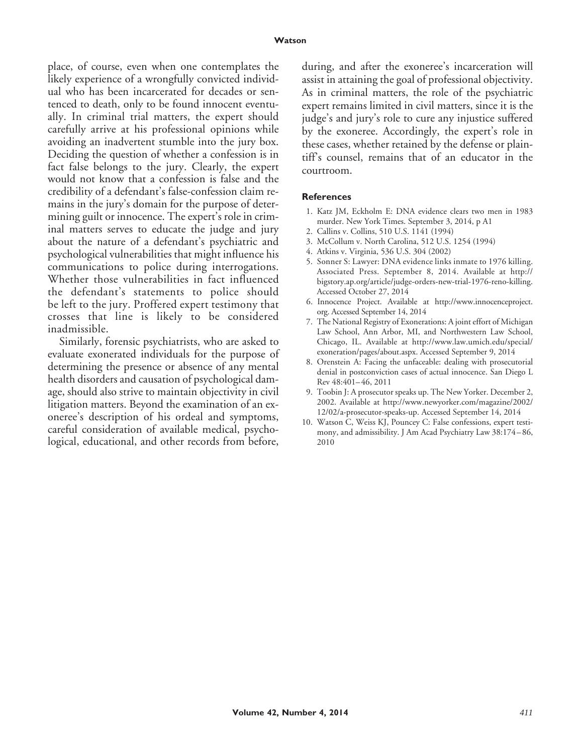place, of course, even when one contemplates the likely experience of a wrongfully convicted individual who has been incarcerated for decades or sentenced to death, only to be found innocent eventually. In criminal trial matters, the expert should carefully arrive at his professional opinions while avoiding an inadvertent stumble into the jury box. Deciding the question of whether a confession is in fact false belongs to the jury. Clearly, the expert would not know that a confession is false and the credibility of a defendant's false-confession claim remains in the jury's domain for the purpose of determining guilt or innocence. The expert's role in criminal matters serves to educate the judge and jury about the nature of a defendant's psychiatric and psychological vulnerabilities that might influence his communications to police during interrogations. Whether those vulnerabilities in fact influenced the defendant's statements to police should be left to the jury. Proffered expert testimony that crosses that line is likely to be considered inadmissible.

Similarly, forensic psychiatrists, who are asked to evaluate exonerated individuals for the purpose of determining the presence or absence of any mental health disorders and causation of psychological damage, should also strive to maintain objectivity in civil litigation matters. Beyond the examination of an exoneree's description of his ordeal and symptoms, careful consideration of available medical, psychological, educational, and other records from before, during, and after the exoneree's incarceration will assist in attaining the goal of professional objectivity. As in criminal matters, the role of the psychiatric expert remains limited in civil matters, since it is the judge's and jury's role to cure any injustice suffered by the exoneree. Accordingly, the expert's role in these cases, whether retained by the defense or plaintiff's counsel, remains that of an educator in the courtroom.

## References

1. Katz JM, Eckholm E: DNA evidence clears two men in 1983 murder. New York Times. September 3, 2014, p A1
2. Callins v. Collins, 510 U.S. 1141 (1994)
3. McCollum v. North Carolina, 512 U.S. 1254 (1994)
4. Atkins v. Virginia, 536 U.S. 304 (2002)
5. Sonner S: Lawyer: DNA evidence links inmate to 1976 killing. Associated Press. September 8, 2014. Available at http://bigstory.ap.org/article/judge-orders-new-trial-1976-reno-killing. Accessed October 27, 2014
6. Innocence Project. Available at http://www.innocenceproject.org. Accessed September 14, 2014
7. The National Registry of Exonerations: A joint effort of Michigan Law School, Ann Arbor, MI, and Northwestern Law School, Chicago, IL. Available at http://www.law.umich.edu/special/exoneration/pages/about.aspx. Accessed September 9, 2014
8. Orenstein A: Facing the unfaceable: dealing with prosecutorial denial in postconviction cases of actual innocence. San Diego L Rev 48:401–46, 2011
9. Toobin J: A prosecutor speaks up. The New Yorker. December 2, 2002. Available at http://www.newyorker.com/magazine/2002/12/02/a-prosecutor-speaks-up. Accessed September 14, 2014
10. Watson C, Weiss KJ, Pouncey C: False confessions, expert testimony, and admissibility. J Am Acad Psychiatry Law 38:174–86, 2010